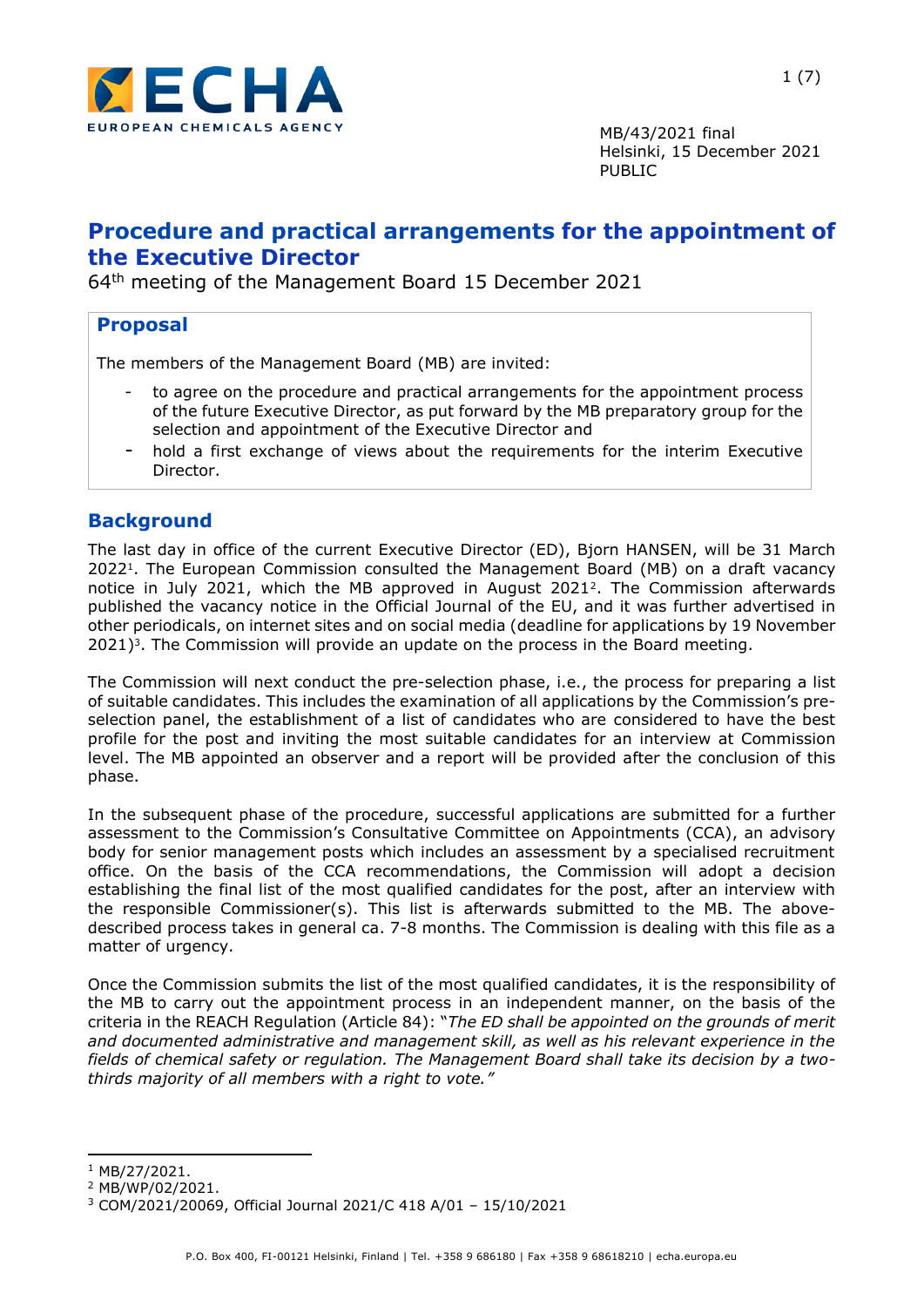MB/43/2021 final
Helsinki, 15 December 2021
PUBLIC

# Procedure and practical arrangements for the appointment of the Executive Director

64th meeting of the Management Board 15 December 2021

## Proposal

The members of the Management Board (MB) are invited:

- to agree on the procedure and practical arrangements for the appointment process of the future Executive Director, as put forward by the MB preparatory group for the selection and appointment of the Executive Director and
- hold a first exchange of views about the requirements for the interim Executive Director.

## Background

The last day in office of the current Executive Director (ED), Bjorn HANSEN, will be 31 March 2022[1]. The European Commission consulted the Management Board (MB) on a draft vacancy notice in July 2021, which the MB approved in August 2021[2]. The Commission afterwards published the vacancy notice in the Official Journal of the EU, and it was further advertised in other periodicals, on internet sites and on social media (deadline for applications by 19 November 2021)[3]. The Commission will provide an update on the process in the Board meeting.

The Commission will next conduct the pre-selection phase, i.e., the process for preparing a list of suitable candidates. This includes the examination of all applications by the Commission's pre-selection panel, the establishment of a list of candidates who are considered to have the best profile for the post and inviting the most suitable candidates for an interview at Commission level. The MB appointed an observer and a report will be provided after the conclusion of this phase.

In the subsequent phase of the procedure, successful applications are submitted for a further assessment to the Commission's Consultative Committee on Appointments (CCA), an advisory body for senior management posts which includes an assessment by a specialised recruitment office. On the basis of the CCA recommendations, the Commission will adopt a decision establishing the final list of the most qualified candidates for the post, after an interview with the responsible Commissioner(s). This list is afterwards submitted to the MB. The above-described process takes in general ca. 7-8 months. The Commission is dealing with this file as a matter of urgency.

Once the Commission submits the list of the most qualified candidates, it is the responsibility of the MB to carry out the appointment process in an independent manner, on the basis of the criteria in the REACH Regulation (Article 84): "*The ED shall be appointed on the grounds of merit and documented administrative and management skill, as well as his relevant experience in the fields of chemical safety or regulation. The Management Board shall take its decision by a two-thirds majority of all members with a right to vote.*"

---

[1] MB/27/2021.

[2] MB/WP/02/2021.

[3] COM/2021/20069, Official Journal 2021/C 418 A/01 – 15/10/2021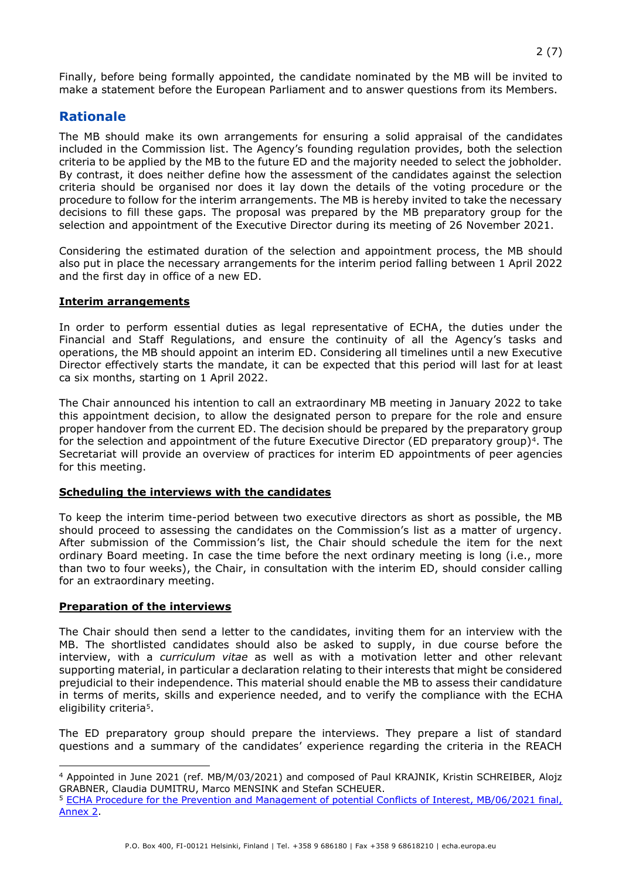Finally, before being formally appointed, the candidate nominated by the MB will be invited to make a statement before the European Parliament and to answer questions from its Members.

## Rationale

The MB should make its own arrangements for ensuring a solid appraisal of the candidates included in the Commission list. The Agency's founding regulation provides, both the selection criteria to be applied by the MB to the future ED and the majority needed to select the jobholder. By contrast, it does neither define how the assessment of the candidates against the selection criteria should be organised nor does it lay down the details of the voting procedure or the procedure to follow for the interim arrangements. The MB is hereby invited to take the necessary decisions to fill these gaps. The proposal was prepared by the MB preparatory group for the selection and appointment of the Executive Director during its meeting of 26 November 2021.

Considering the estimated duration of the selection and appointment process, the MB should also put in place the necessary arrangements for the interim period falling between 1 April 2022 and the first day in office of a new ED.

### Interim arrangements

In order to perform essential duties as legal representative of ECHA, the duties under the Financial and Staff Regulations, and ensure the continuity of all the Agency's tasks and operations, the MB should appoint an interim ED. Considering all timelines until a new Executive Director effectively starts the mandate, it can be expected that this period will last for at least ca six months, starting on 1 April 2022.

The Chair announced his intention to call an extraordinary MB meeting in January 2022 to take this appointment decision, to allow the designated person to prepare for the role and ensure proper handover from the current ED. The decision should be prepared by the preparatory group for the selection and appointment of the future Executive Director (ED preparatory group)[4]. The Secretariat will provide an overview of practices for interim ED appointments of peer agencies for this meeting.

### Scheduling the interviews with the candidates

To keep the interim time-period between two executive directors as short as possible, the MB should proceed to assessing the candidates on the Commission's list as a matter of urgency. After submission of the Commission's list, the Chair should schedule the item for the next ordinary Board meeting. In case the time before the next ordinary meeting is long (i.e., more than two to four weeks), the Chair, in consultation with the interim ED, should consider calling for an extraordinary meeting.

### Preparation of the interviews

The Chair should then send a letter to the candidates, inviting them for an interview with the MB. The shortlisted candidates should also be asked to supply, in due course before the interview, with a *curriculum vitae* as well as with a motivation letter and other relevant supporting material, in particular a declaration relating to their interests that might be considered prejudicial to their independence. This material should enable the MB to assess their candidature in terms of merits, skills and experience needed, and to verify the compliance with the ECHA eligibility criteria[5].

The ED preparatory group should prepare the interviews. They prepare a list of standard questions and a summary of the candidates' experience regarding the criteria in the REACH

---

[4] Appointed in June 2021 (ref. MB/M/03/2021) and composed of Paul KRAJNIK, Kristin SCHREIBER, Alojz GRABNER, Claudia DUMITRU, Marco MENSINK and Stefan SCHEUER.

[5] ECHA Procedure for the Prevention and Management of potential Conflicts of Interest, MB/06/2021 final, Annex 2.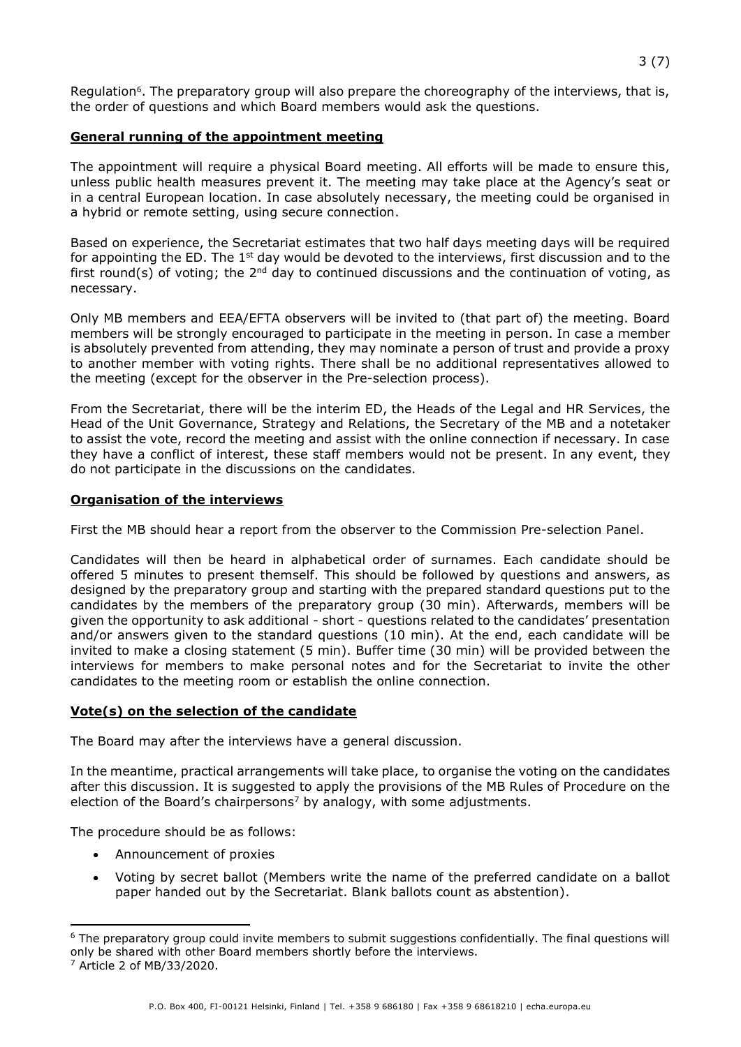Regulation[6]. The preparatory group will also prepare the choreography of the interviews, that is, the order of questions and which Board members would ask the questions.

**General running of the appointment meeting**

The appointment will require a physical Board meeting. All efforts will be made to ensure this, unless public health measures prevent it. The meeting may take place at the Agency's seat or in a central European location. In case absolutely necessary, the meeting could be organised in a hybrid or remote setting, using secure connection.

Based on experience, the Secretariat estimates that two half days meeting days will be required for appointing the ED. The 1st day would be devoted to the interviews, first discussion and to the first round(s) of voting; the 2nd day to continued discussions and the continuation of voting, as necessary.

Only MB members and EEA/EFTA observers will be invited to (that part of) the meeting. Board members will be strongly encouraged to participate in the meeting in person. In case a member is absolutely prevented from attending, they may nominate a person of trust and provide a proxy to another member with voting rights. There shall be no additional representatives allowed to the meeting (except for the observer in the Pre-selection process).

From the Secretariat, there will be the interim ED, the Heads of the Legal and HR Services, the Head of the Unit Governance, Strategy and Relations, the Secretary of the MB and a notetaker to assist the vote, record the meeting and assist with the online connection if necessary. In case they have a conflict of interest, these staff members would not be present. In any event, they do not participate in the discussions on the candidates.

**Organisation of the interviews**

First the MB should hear a report from the observer to the Commission Pre-selection Panel.

Candidates will then be heard in alphabetical order of surnames. Each candidate should be offered 5 minutes to present themself. This should be followed by questions and answers, as designed by the preparatory group and starting with the prepared standard questions put to the candidates by the members of the preparatory group (30 min). Afterwards, members will be given the opportunity to ask additional - short - questions related to the candidates' presentation and/or answers given to the standard questions (10 min). At the end, each candidate will be invited to make a closing statement (5 min). Buffer time (30 min) will be provided between the interviews for members to make personal notes and for the Secretariat to invite the other candidates to the meeting room or establish the online connection.

**Vote(s) on the selection of the candidate**

The Board may after the interviews have a general discussion.

In the meantime, practical arrangements will take place, to organise the voting on the candidates after this discussion. It is suggested to apply the provisions of the MB Rules of Procedure on the election of the Board's chairpersons[7] by analogy, with some adjustments.

The procedure should be as follows:

- Announcement of proxies
- Voting by secret ballot (Members write the name of the preferred candidate on a ballot paper handed out by the Secretariat. Blank ballots count as abstention).

---

[6] The preparatory group could invite members to submit suggestions confidentially. The final questions will only be shared with other Board members shortly before the interviews.

[7] Article 2 of MB/33/2020.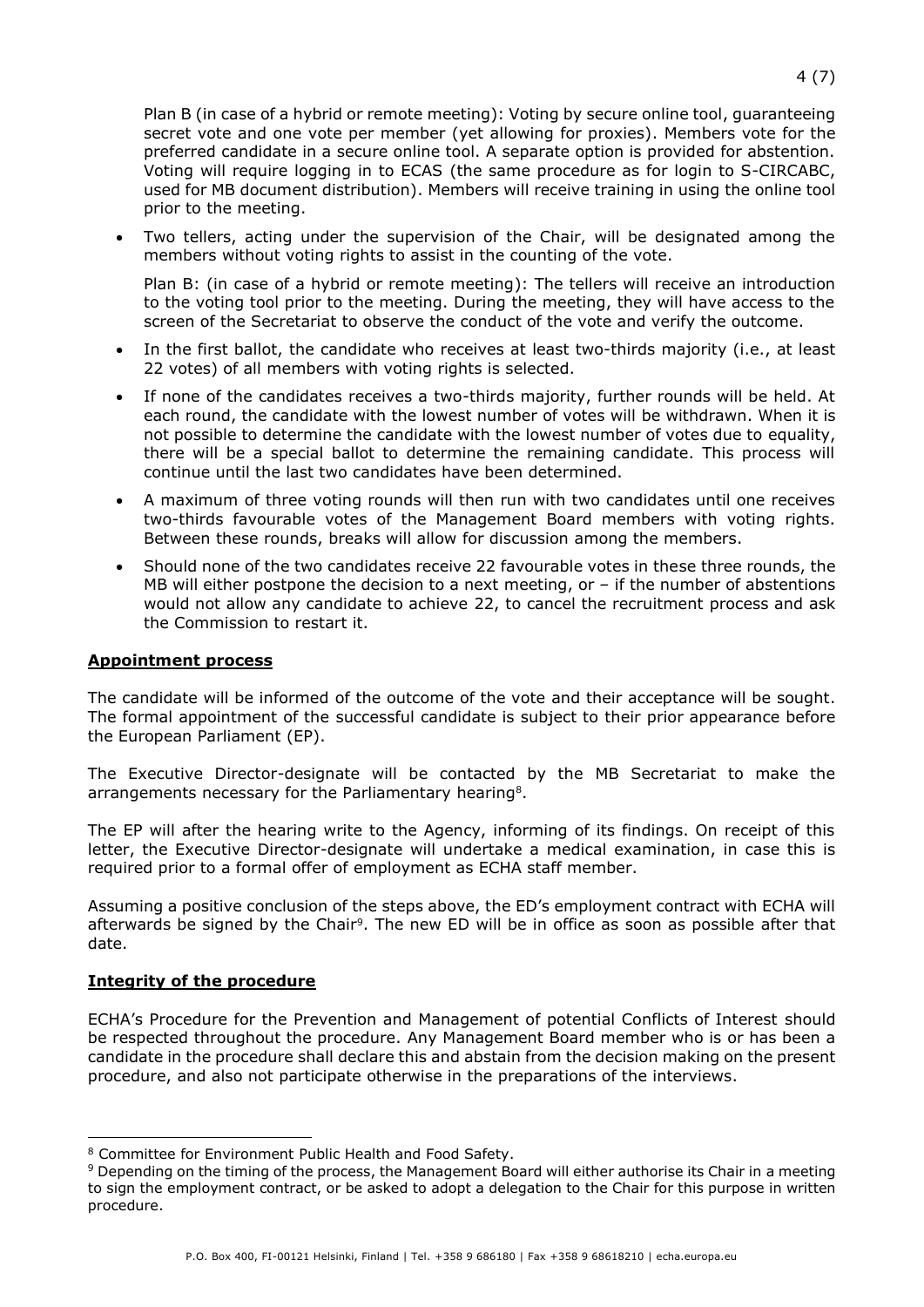Plan B (in case of a hybrid or remote meeting): Voting by secure online tool, guaranteeing secret vote and one vote per member (yet allowing for proxies). Members vote for the preferred candidate in a secure online tool. A separate option is provided for abstention. Voting will require logging in to ECAS (the same procedure as for login to S-CIRCABC, used for MB document distribution). Members will receive training in using the online tool prior to the meeting.

- Two tellers, acting under the supervision of the Chair, will be designated among the members without voting rights to assist in the counting of the vote.

  Plan B: (in case of a hybrid or remote meeting): The tellers will receive an introduction to the voting tool prior to the meeting. During the meeting, they will have access to the screen of the Secretariat to observe the conduct of the vote and verify the outcome.

- In the first ballot, the candidate who receives at least two-thirds majority (i.e., at least 22 votes) of all members with voting rights is selected.
- If none of the candidates receives a two-thirds majority, further rounds will be held. At each round, the candidate with the lowest number of votes will be withdrawn. When it is not possible to determine the candidate with the lowest number of votes due to equality, there will be a special ballot to determine the remaining candidate. This process will continue until the last two candidates have been determined.
- A maximum of three voting rounds will then run with two candidates until one receives two-thirds favourable votes of the Management Board members with voting rights. Between these rounds, breaks will allow for discussion among the members.
- Should none of the two candidates receive 22 favourable votes in these three rounds, the MB will either postpone the decision to a next meeting, or – if the number of abstentions would not allow any candidate to achieve 22, to cancel the recruitment process and ask the Commission to restart it.

**Appointment process**

The candidate will be informed of the outcome of the vote and their acceptance will be sought. The formal appointment of the successful candidate is subject to their prior appearance before the European Parliament (EP).

The Executive Director-designate will be contacted by the MB Secretariat to make the arrangements necessary for the Parliamentary hearing[8].

The EP will after the hearing write to the Agency, informing of its findings. On receipt of this letter, the Executive Director-designate will undertake a medical examination, in case this is required prior to a formal offer of employment as ECHA staff member.

Assuming a positive conclusion of the steps above, the ED's employment contract with ECHA will afterwards be signed by the Chair[9]. The new ED will be in office as soon as possible after that date.

**Integrity of the procedure**

ECHA's Procedure for the Prevention and Management of potential Conflicts of Interest should be respected throughout the procedure. Any Management Board member who is or has been a candidate in the procedure shall declare this and abstain from the decision making on the present procedure, and also not participate otherwise in the preparations of the interviews.

---

[8] Committee for Environment Public Health and Food Safety.

[9] Depending on the timing of the process, the Management Board will either authorise its Chair in a meeting to sign the employment contract, or be asked to adopt a delegation to the Chair for this purpose in written procedure.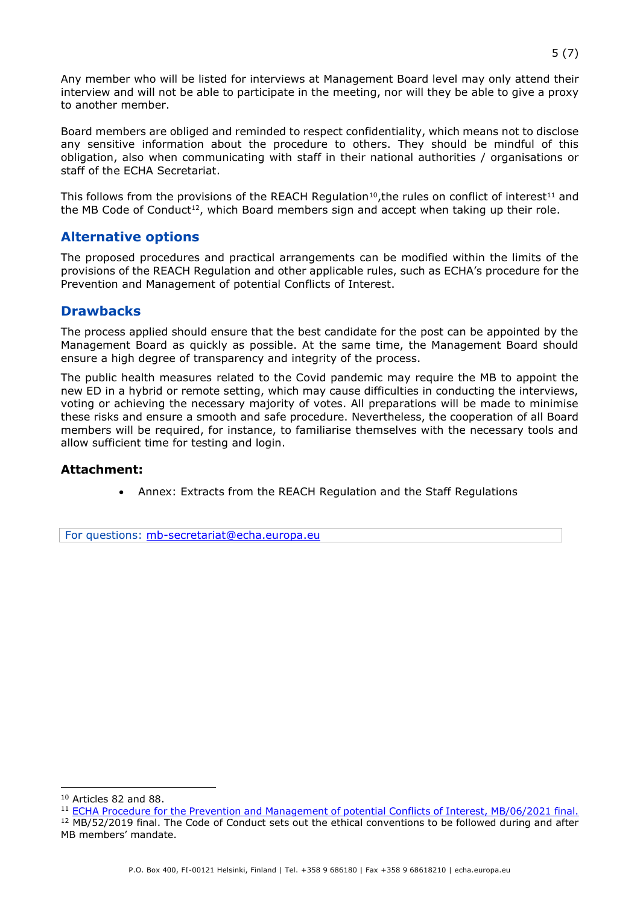Any member who will be listed for interviews at Management Board level may only attend their interview and will not be able to participate in the meeting, nor will they be able to give a proxy to another member.

Board members are obliged and reminded to respect confidentiality, which means not to disclose any sensitive information about the procedure to others. They should be mindful of this obligation, also when communicating with staff in their national authorities / organisations or staff of the ECHA Secretariat.

This follows from the provisions of the REACH Regulation[10],the rules on conflict of interest[11] and the MB Code of Conduct[12], which Board members sign and accept when taking up their role.

## Alternative options

The proposed procedures and practical arrangements can be modified within the limits of the provisions of the REACH Regulation and other applicable rules, such as ECHA's procedure for the Prevention and Management of potential Conflicts of Interest.

## Drawbacks

The process applied should ensure that the best candidate for the post can be appointed by the Management Board as quickly as possible. At the same time, the Management Board should ensure a high degree of transparency and integrity of the process.

The public health measures related to the Covid pandemic may require the MB to appoint the new ED in a hybrid or remote setting, which may cause difficulties in conducting the interviews, voting or achieving the necessary majority of votes. All preparations will be made to minimise these risks and ensure a smooth and safe procedure. Nevertheless, the cooperation of all Board members will be required, for instance, to familiarise themselves with the necessary tools and allow sufficient time for testing and login.

**Attachment:**

- Annex: Extracts from the REACH Regulation and the Staff Regulations

For questions: mb-secretariat@echa.europa.eu

---

[10] Articles 82 and 88.

[11] ECHA Procedure for the Prevention and Management of potential Conflicts of Interest, MB/06/2021 final.

[12] MB/52/2019 final. The Code of Conduct sets out the ethical conventions to be followed during and after MB members' mandate.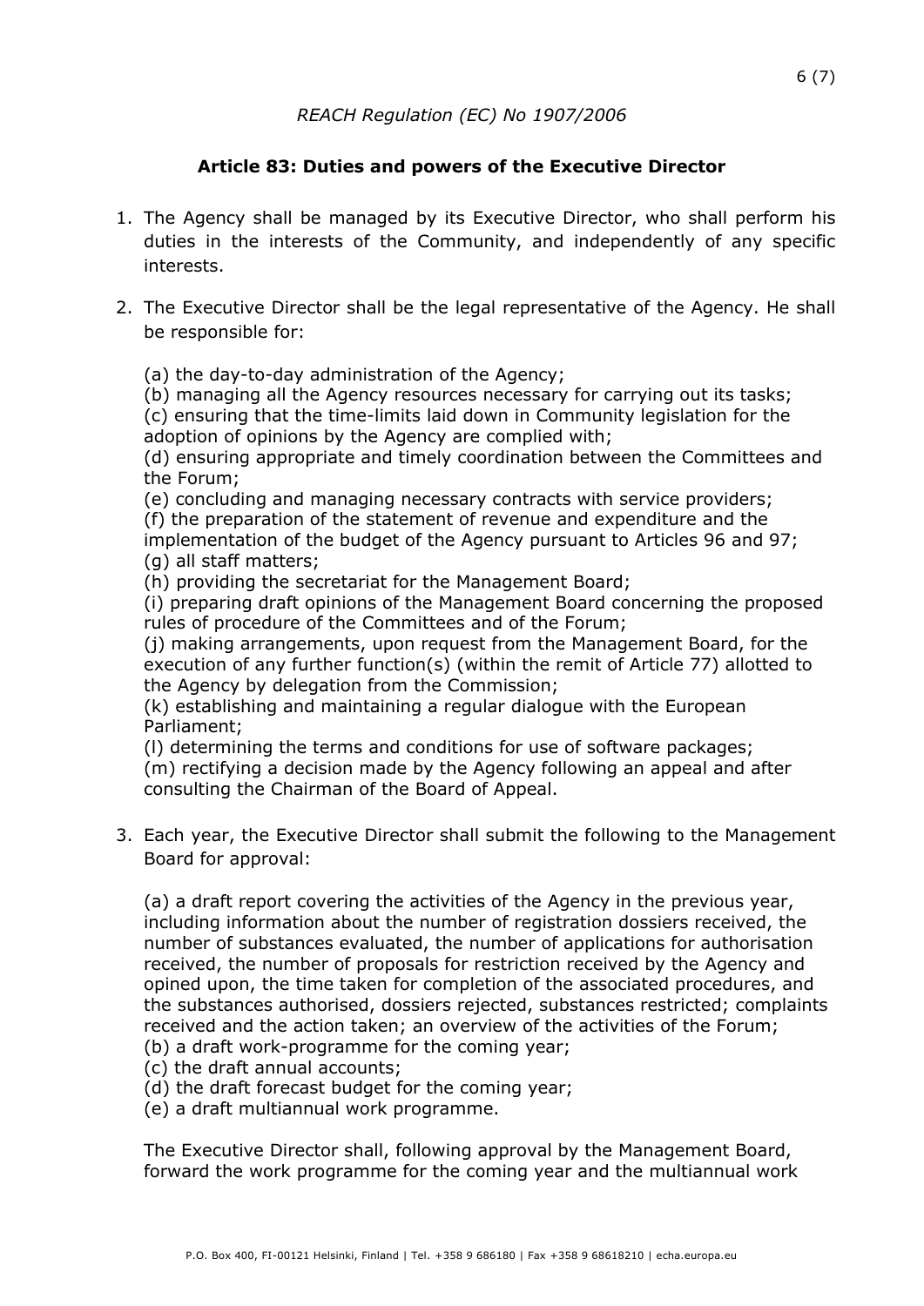*REACH Regulation (EC) No 1907/2006*

**Article 83: Duties and powers of the Executive Director**

1. The Agency shall be managed by its Executive Director, who shall perform his duties in the interests of the Community, and independently of any specific interests.

2. The Executive Director shall be the legal representative of the Agency. He shall be responsible for:

   (a) the day-to-day administration of the Agency;
   (b) managing all the Agency resources necessary for carrying out its tasks;
   (c) ensuring that the time-limits laid down in Community legislation for the adoption of opinions by the Agency are complied with;
   (d) ensuring appropriate and timely coordination between the Committees and the Forum;
   (e) concluding and managing necessary contracts with service providers;
   (f) the preparation of the statement of revenue and expenditure and the implementation of the budget of the Agency pursuant to Articles 96 and 97;
   (g) all staff matters;
   (h) providing the secretariat for the Management Board;
   (i) preparing draft opinions of the Management Board concerning the proposed rules of procedure of the Committees and of the Forum;
   (j) making arrangements, upon request from the Management Board, for the execution of any further function(s) (within the remit of Article 77) allotted to the Agency by delegation from the Commission;
   (k) establishing and maintaining a regular dialogue with the European Parliament;
   (l) determining the terms and conditions for use of software packages;
   (m) rectifying a decision made by the Agency following an appeal and after consulting the Chairman of the Board of Appeal.

3. Each year, the Executive Director shall submit the following to the Management Board for approval:

   (a) a draft report covering the activities of the Agency in the previous year, including information about the number of registration dossiers received, the number of substances evaluated, the number of applications for authorisation received, the number of proposals for restriction received by the Agency and opined upon, the time taken for completion of the associated procedures, and the substances authorised, dossiers rejected, substances restricted; complaints received and the action taken; an overview of the activities of the Forum;
   (b) a draft work-programme for the coming year;
   (c) the draft annual accounts;
   (d) the draft forecast budget for the coming year;
   (e) a draft multiannual work programme.

   The Executive Director shall, following approval by the Management Board, forward the work programme for the coming year and the multiannual work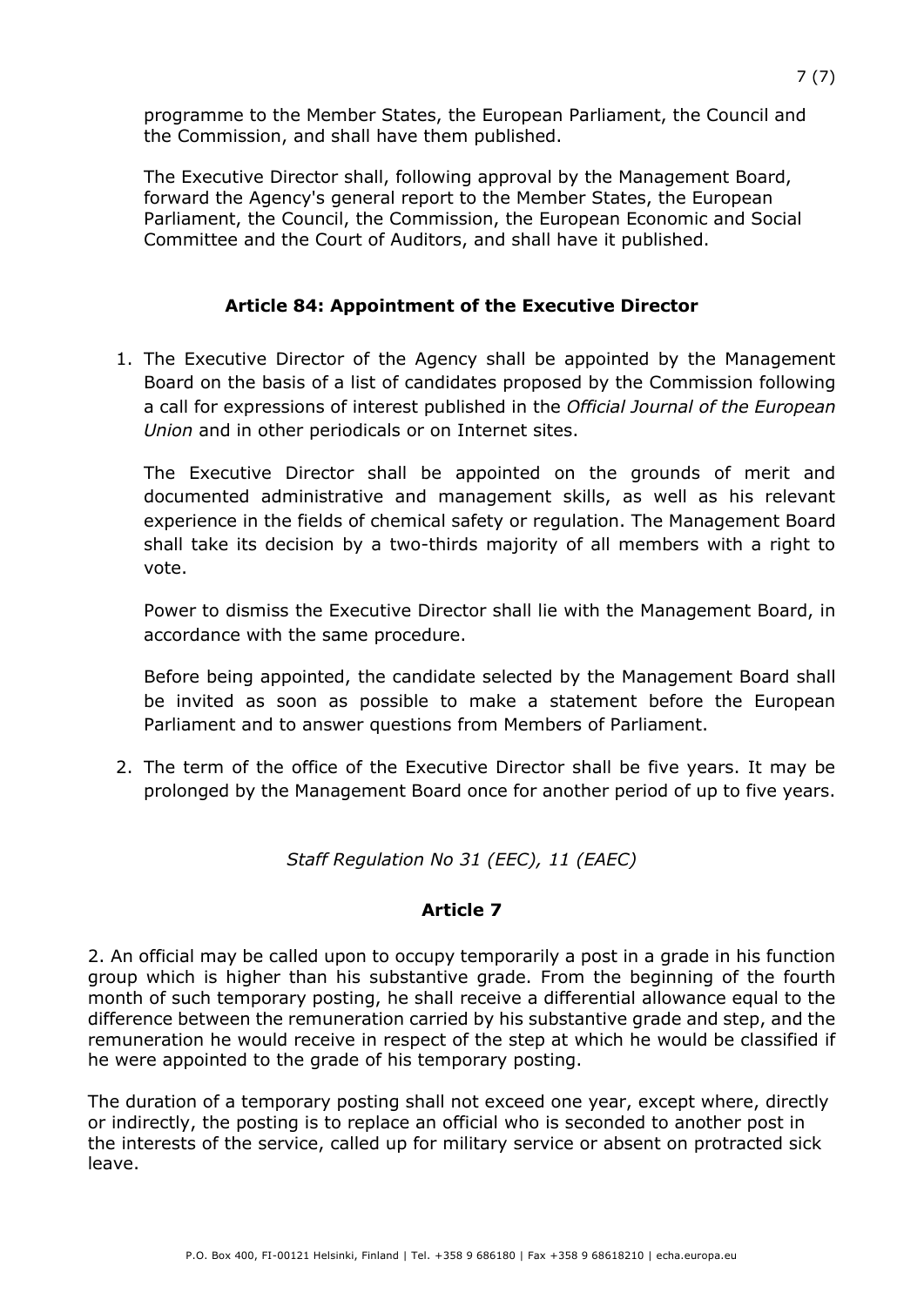programme to the Member States, the European Parliament, the Council and the Commission, and shall have them published.

The Executive Director shall, following approval by the Management Board, forward the Agency's general report to the Member States, the European Parliament, the Council, the Commission, the European Economic and Social Committee and the Court of Auditors, and shall have it published.

### Article 84: Appointment of the Executive Director

1. The Executive Director of the Agency shall be appointed by the Management Board on the basis of a list of candidates proposed by the Commission following a call for expressions of interest published in the *Official Journal of the European Union* and in other periodicals or on Internet sites.

   The Executive Director shall be appointed on the grounds of merit and documented administrative and management skills, as well as his relevant experience in the fields of chemical safety or regulation. The Management Board shall take its decision by a two-thirds majority of all members with a right to vote.

   Power to dismiss the Executive Director shall lie with the Management Board, in accordance with the same procedure.

   Before being appointed, the candidate selected by the Management Board shall be invited as soon as possible to make a statement before the European Parliament and to answer questions from Members of Parliament.

2. The term of the office of the Executive Director shall be five years. It may be prolonged by the Management Board once for another period of up to five years.

*Staff Regulation No 31 (EEC), 11 (EAEC)*

### Article 7

2. An official may be called upon to occupy temporarily a post in a grade in his function group which is higher than his substantive grade. From the beginning of the fourth month of such temporary posting, he shall receive a differential allowance equal to the difference between the remuneration carried by his substantive grade and step, and the remuneration he would receive in respect of the step at which he would be classified if he were appointed to the grade of his temporary posting.

The duration of a temporary posting shall not exceed one year, except where, directly or indirectly, the posting is to replace an official who is seconded to another post in the interests of the service, called up for military service or absent on protracted sick leave.